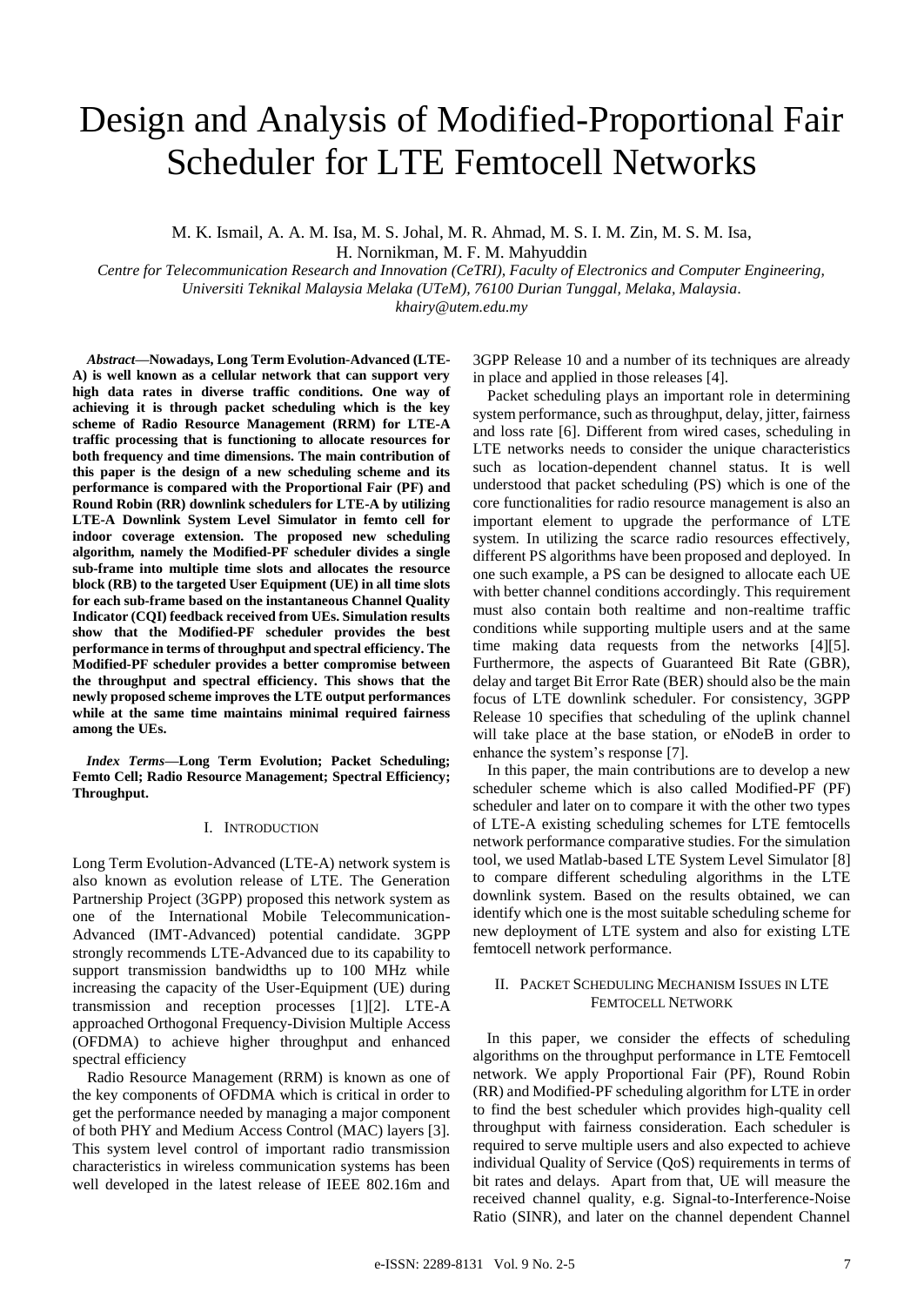// Design and Analysis of Modified-Proportional Fair Scheduler for LTE Femtocell Networks

M. K. Ismail, A. A. M. Isa, M. S. Johal, M. R. Ahmad, M. S. I. M. Zin, M. S. M. Isa, H. Nornikman, M. F. M. Mahyuddin

*Centre for Telecommunication Research and Innovation (CeTRI), Faculty of Electronics and Computer Engineering, Universiti Teknikal Malaysia Melaka (UTeM), 76100 Durian Tunggal, Melaka, Malaysia.*

*khairy@utem.edu.my*

***Abstract*—Nowadays, Long Term Evolution-Advanced (LTE-A) is well known as a cellular network that can support very high data rates in diverse traffic conditions. One way of achieving it is through packet scheduling which is the key scheme of Radio Resource Management (RRM) for LTE-A traffic processing that is functioning to allocate resources for both frequency and time dimensions. The main contribution of this paper is the design of a new scheduling scheme and its performance is compared with the Proportional Fair (PF) and Round Robin (RR) downlink schedulers for LTE-A by utilizing LTE-A Downlink System Level Simulator in femto cell for indoor coverage extension. The proposed new scheduling algorithm, namely the Modified-PF scheduler divides a single sub-frame into multiple time slots and allocates the resource block (RB) to the targeted User Equipment (UE) in all time slots for each sub-frame based on the instantaneous Channel Quality Indicator (CQI) feedback received from UEs. Simulation results show that the Modified-PF scheduler provides the best performance in terms of throughput and spectral efficiency. The Modified-PF scheduler provides a better compromise between the throughput and spectral efficiency. This shows that the newly proposed scheme improves the LTE output performances while at the same time maintains minimal required fairness among the UEs.**

***Index Terms*—Long Term Evolution; Packet Scheduling; Femto Cell; Radio Resource Management; Spectral Efficiency; Throughput.**

## I. Introduction

Long Term Evolution-Advanced (LTE-A) network system is also known as evolution release of LTE. The Generation Partnership Project (3GPP) proposed this network system as one of the International Mobile Telecommunication-Advanced (IMT-Advanced) potential candidate. 3GPP strongly recommends LTE-Advanced due to its capability to support transmission bandwidths up to 100 MHz while increasing the capacity of the User-Equipment (UE) during transmission and reception processes [1][2]. LTE-A approached Orthogonal Frequency-Division Multiple Access (OFDMA) to achieve higher throughput and enhanced spectral efficiency

Radio Resource Management (RRM) is known as one of the key components of OFDMA which is critical in order to get the performance needed by managing a major component of both PHY and Medium Access Control (MAC) layers [3]. This system level control of important radio transmission characteristics in wireless communication systems has been well developed in the latest release of IEEE 802.16m and 3GPP Release 10 and a number of its techniques are already in place and applied in those releases [4].

Packet scheduling plays an important role in determining system performance, such as throughput, delay, jitter, fairness and loss rate [6]. Different from wired cases, scheduling in LTE networks needs to consider the unique characteristics such as location-dependent channel status. It is well understood that packet scheduling (PS) which is one of the core functionalities for radio resource management is also an important element to upgrade the performance of LTE system. In utilizing the scarce radio resources effectively, different PS algorithms have been proposed and deployed. In one such example, a PS can be designed to allocate each UE with better channel conditions accordingly. This requirement must also contain both realtime and non-realtime traffic conditions while supporting multiple users and at the same time making data requests from the networks [4][5]. Furthermore, the aspects of Guaranteed Bit Rate (GBR), delay and target Bit Error Rate (BER) should also be the main focus of LTE downlink scheduler. For consistency, 3GPP Release 10 specifies that scheduling of the uplink channel will take place at the base station, or eNodeB in order to enhance the system's response [7].

In this paper, the main contributions are to develop a new scheduler scheme which is also called Modified-PF (PF) scheduler and later on to compare it with the other two types of LTE-A existing scheduling schemes for LTE femtocells network performance comparative studies. For the simulation tool, we used Matlab-based LTE System Level Simulator [8] to compare different scheduling algorithms in the LTE downlink system. Based on the results obtained, we can identify which one is the most suitable scheduling scheme for new deployment of LTE system and also for existing LTE femtocell network performance.

## II. Packet Scheduling Mechanism Issues in LTE Femtocell Network

In this paper, we consider the effects of scheduling algorithms on the throughput performance in LTE Femtocell network. We apply Proportional Fair (PF), Round Robin (RR) and Modified-PF scheduling algorithm for LTE in order to find the best scheduler which provides high-quality cell throughput with fairness consideration. Each scheduler is required to serve multiple users and also expected to achieve individual Quality of Service (QoS) requirements in terms of bit rates and delays. Apart from that, UE will measure the received channel quality, e.g. Signal-to-Interference-Noise Ratio (SINR), and later on the channel dependent Channel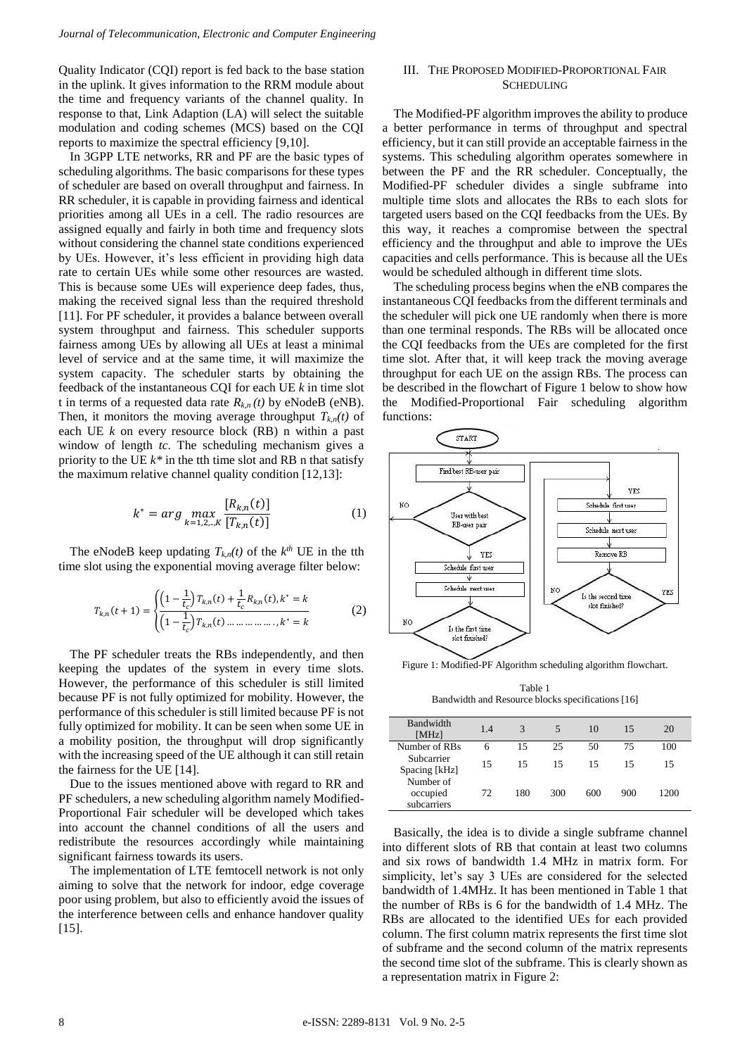Quality Indicator (CQI) report is fed back to the base station in the uplink. It gives information to the RRM module about the time and frequency variants of the channel quality. In response to that, Link Adaption (LA) will select the suitable modulation and coding schemes (MCS) based on the CQI reports to maximize the spectral efficiency [9,10].

In 3GPP LTE networks, RR and PF are the basic types of scheduling algorithms. The basic comparisons for these types of scheduler are based on overall throughput and fairness. In RR scheduler, it is capable in providing fairness and identical priorities among all UEs in a cell. The radio resources are assigned equally and fairly in both time and frequency slots without considering the channel state conditions experienced by UEs. However, it's less efficient in providing high data rate to certain UEs while some other resources are wasted. This is because some UEs will experience deep fades, thus, making the received signal less than the required threshold [11]. For PF scheduler, it provides a balance between overall system throughput and fairness. This scheduler supports fairness among UEs by allowing all UEs at least a minimal level of service and at the same time, it will maximize the system capacity. The scheduler starts by obtaining the feedback of the instantaneous CQI for each UE $k$ in time slot t in terms of a requested data rate $R_{k,n}(t)$ by eNodeB (eNB). Then, it monitors the moving average throughput $T_{k,n}(t)$ of each UE $k$ on every resource block (RB) n within a past window of length $tc$. The scheduling mechanism gives a priority to the UE $k^*$ in the tth time slot and RB n that satisfy the maximum relative channel quality condition [12,13]:

$$k^* = arg \max_{k=1,2,..,K} \frac{[R_{k,n}(t)]}{[T_{k,n}(t)]} \tag{1}$$

The eNodeB keep updating $T_{k,n}(t)$ of the $k^{th}$ UE in the tth time slot using the exponential moving average filter below:

$$T_{k,n}(t+1) = \begin{cases} \left(1-\frac{1}{t_c}\right) T_{k,n}(t) + \frac{1}{t_c} R_{k,n}(t), k^* = k \\ \left(1-\frac{1}{t_c}\right) T_{k,n}(t) \ldots\ldots\ldots\ldots, k^* = k \end{cases} \tag{2}$$

The PF scheduler treats the RBs independently, and then keeping the updates of the system in every time slots. However, the performance of this scheduler is still limited because PF is not fully optimized for mobility. However, the performance of this scheduler is still limited because PF is not fully optimized for mobility. It can be seen when some UE in a mobility position, the throughput will drop significantly with the increasing speed of the UE although it can still retain the fairness for the UE [14].

Due to the issues mentioned above with regard to RR and PF schedulers, a new scheduling algorithm namely Modified-Proportional Fair scheduler will be developed which takes into account the channel conditions of all the users and redistribute the resources accordingly while maintaining significant fairness towards its users.

The implementation of LTE femtocell network is not only aiming to solve that the network for indoor, edge coverage poor using problem, but also to efficiently avoid the issues of the interference between cells and enhance handover quality [15].

## III. THE PROPOSED MODIFIED-PROPORTIONAL FAIR SCHEDULING

The Modified-PF algorithm improves the ability to produce a better performance in terms of throughput and spectral efficiency, but it can still provide an acceptable fairness in the systems. This scheduling algorithm operates somewhere in between the PF and the RR scheduler. Conceptually, the Modified-PF scheduler divides a single subframe into multiple time slots and allocates the RBs to each slots for targeted users based on the CQI feedbacks from the UEs. By this way, it reaches a compromise between the spectral efficiency and the throughput and able to improve the UEs capacities and cells performance. This is because all the UEs would be scheduled although in different time slots.

The scheduling process begins when the eNB compares the instantaneous CQI feedbacks from the different terminals and the scheduler will pick one UE randomly when there is more than one terminal responds. The RBs will be allocated once the CQI feedbacks from the UEs are completed for the first time slot. After that, it will keep track the moving average throughput for each UE on the assign RBs. The process can be described in the flowchart of Figure 1 below to show how the Modified-Proportional Fair scheduling algorithm functions:

Figure 1: Modified-PF Algorithm scheduling algorithm flowchart.

Table 1
Bandwidth and Resource blocks specifications [16]

| Bandwidth [MHz] | 1.4 | 3 | 5 | 10 | 15 | 20 |
|---|---|---|---|---|---|---|
| Number of RBs | 6 | 15 | 25 | 50 | 75 | 100 |
| Subcarrier Spacing [kHz] | 15 | 15 | 15 | 15 | 15 | 15 |
| Number of occupied subcarriers | 72 | 180 | 300 | 600 | 900 | 1200 |

Basically, the idea is to divide a single subframe channel into different slots of RB that contain at least two columns and six rows of bandwidth 1.4 MHz in matrix form. For simplicity, let's say 3 UEs are considered for the selected bandwidth of 1.4MHz. It has been mentioned in Table 1 that the number of RBs is 6 for the bandwidth of 1.4 MHz. The RBs are allocated to the identified UEs for each provided column. The first column matrix represents the first time slot of subframe and the second column of the matrix represents the second time slot of the subframe. This is clearly shown as a representation matrix in Figure 2: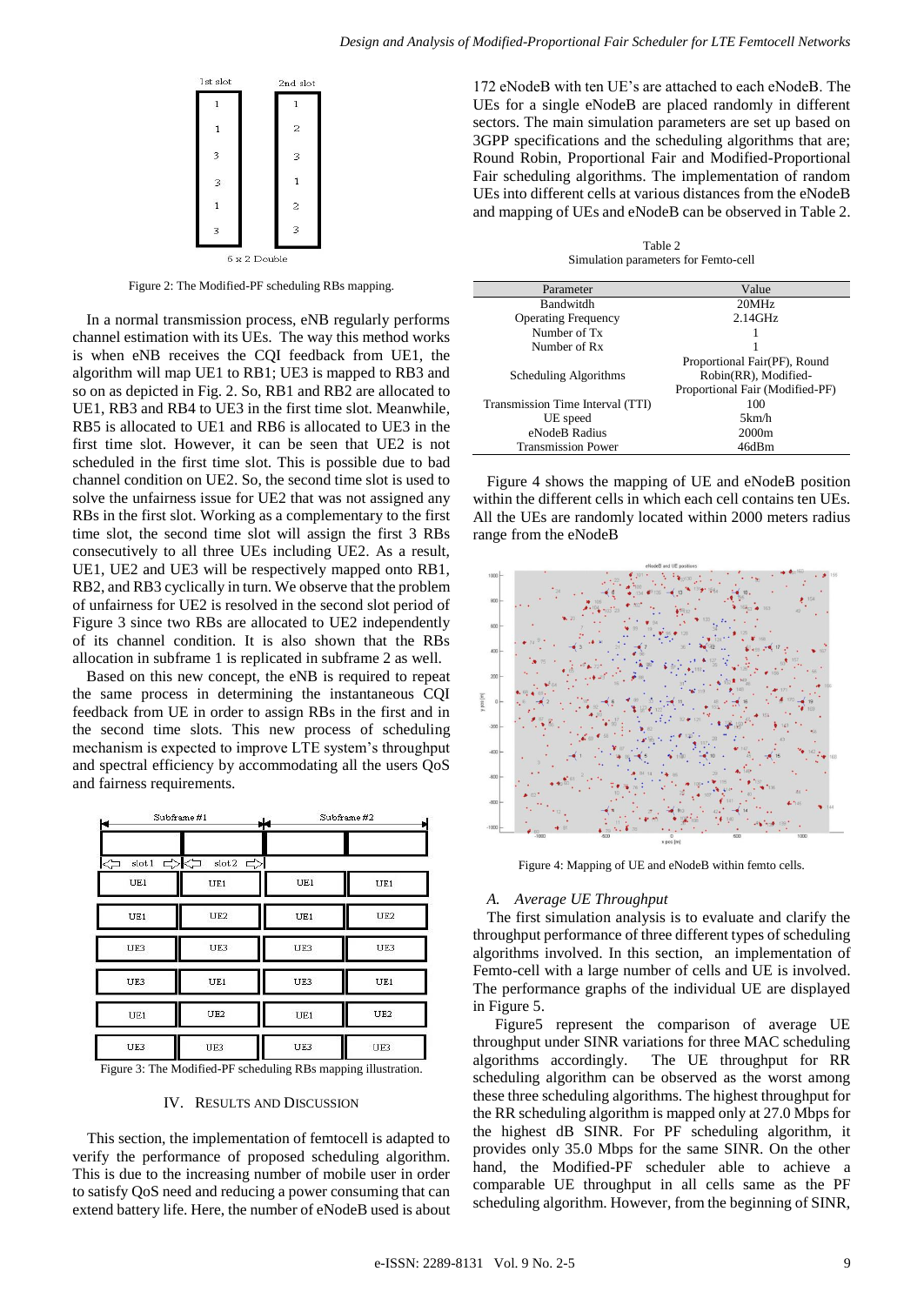Figure 2: The Modified-PF scheduling RBs mapping.

In a normal transmission process, eNB regularly performs channel estimation with its UEs. The way this method works is when eNB receives the CQI feedback from UE1, the algorithm will map UE1 to RB1; UE3 is mapped to RB3 and so on as depicted in Fig. 2. So, RB1 and RB2 are allocated to UE1, RB3 and RB4 to UE3 in the first time slot. Meanwhile, RB5 is allocated to UE1 and RB6 is allocated to UE3 in the first time slot. However, it can be seen that UE2 is not scheduled in the first time slot. This is possible due to bad channel condition on UE2. So, the second time slot is used to solve the unfairness issue for UE2 that was not assigned any RBs in the first slot. Working as a complementary to the first time slot, the second time slot will assign the first 3 RBs consecutively to all three UEs including UE2. As a result, UE1, UE2 and UE3 will be respectively mapped onto RB1, RB2, and RB3 cyclically in turn. We observe that the problem of unfairness for UE2 is resolved in the second slot period of Figure 3 since two RBs are allocated to UE2 independently of its channel condition. It is also shown that the RBs allocation in subframe 1 is replicated in subframe 2 as well.

Based on this new concept, the eNB is required to repeat the same process in determining the instantaneous CQI feedback from UE in order to assign RBs in the first and in the second time slots. This new process of scheduling mechanism is expected to improve LTE system's throughput and spectral efficiency by accommodating all the users QoS and fairness requirements.

Figure 3: The Modified-PF scheduling RBs mapping illustration.

## IV. RESULTS AND DISCUSSION

This section, the implementation of femtocell is adapted to verify the performance of proposed scheduling algorithm. This is due to the increasing number of mobile user in order to satisfy QoS need and reducing a power consuming that can extend battery life. Here, the number of eNodeB used is about 172 eNodeB with ten UE's are attached to each eNodeB. The UEs for a single eNodeB are placed randomly in different sectors. The main simulation parameters are set up based on 3GPP specifications and the scheduling algorithms that are; Round Robin, Proportional Fair and Modified-Proportional Fair scheduling algorithms. The implementation of random UEs into different cells at various distances from the eNodeB and mapping of UEs and eNodeB can be observed in Table 2.

Table 2
Simulation parameters for Femto-cell

| Parameter | Value |
|---|---|
| Bandwitdh | 20MHz |
| Operating Frequency | 2.14GHz |
| Number of Tx | 1 |
| Number of Rx | 1 |
| Scheduling Algorithms | Proportional Fair(PF), Round Robin(RR), Modified-Proportional Fair (Modified-PF) |
| Transmission Time Interval (TTI) | 100 |
| UE speed | 5km/h |
| eNodeB Radius | 2000m |
| Transmission Power | 46dBm |

Figure 4 shows the mapping of UE and eNodeB position within the different cells in which each cell contains ten UEs. All the UEs are randomly located within 2000 meters radius range from the eNodeB

Figure 4: Mapping of UE and eNodeB within femto cells.

### A. Average UE Throughput

The first simulation analysis is to evaluate and clarify the throughput performance of three different types of scheduling algorithms involved. In this section, an implementation of Femto-cell with a large number of cells and UE is involved. The performance graphs of the individual UE are displayed in Figure 5.

Figure5 represent the comparison of average UE throughput under SINR variations for three MAC scheduling algorithms accordingly. The UE throughput for RR scheduling algorithm can be observed as the worst among these three scheduling algorithms. The highest throughput for the RR scheduling algorithm is mapped only at 27.0 Mbps for the highest dB SINR. For PF scheduling algorithm, it provides only 35.0 Mbps for the same SINR. On the other hand, the Modified-PF scheduler able to achieve a comparable UE throughput in all cells same as the PF scheduling algorithm. However, from the beginning of SINR,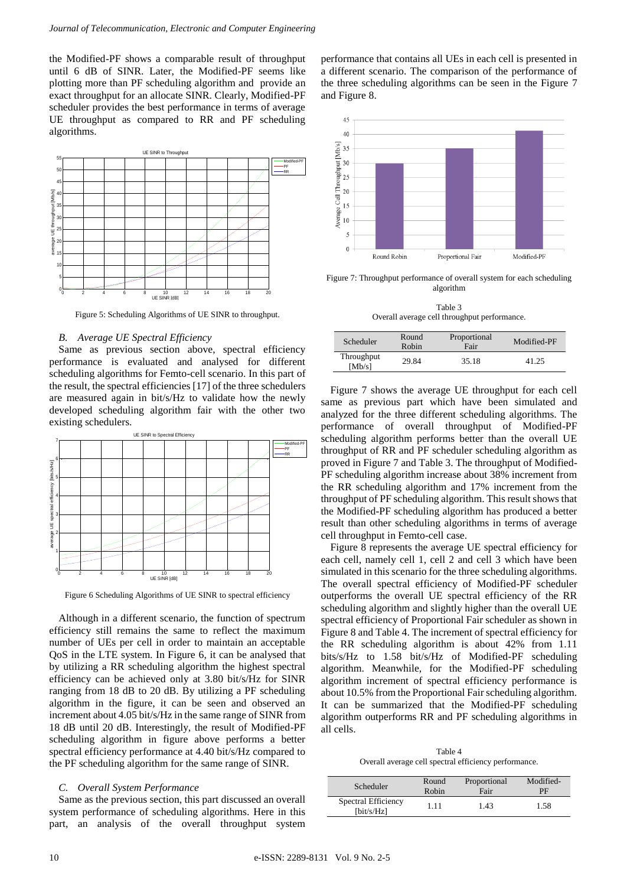the Modified-PF shows a comparable result of throughput until 6 dB of SINR. Later, the Modified-PF seems like plotting more than PF scheduling algorithm and provide an exact throughput for an allocate SINR. Clearly, Modified-PF scheduler provides the best performance in terms of average UE throughput as compared to RR and PF scheduling algorithms.

Figure 5: Scheduling Algorithms of UE SINR to throughput.

### B. *Average UE Spectral Efficiency*

Same as previous section above, spectral efficiency performance is evaluated and analysed for different scheduling algorithms for Femto-cell scenario. In this part of the result, the spectral efficiencies [17] of the three schedulers are measured again in bit/s/Hz to validate how the newly developed scheduling algorithm fair with the other two existing schedulers.

Figure 6 Scheduling Algorithms of UE SINR to spectral efficiency

Although in a different scenario, the function of spectrum efficiency still remains the same to reflect the maximum number of UEs per cell in order to maintain an acceptable QoS in the LTE system. In Figure 6, it can be analysed that by utilizing a RR scheduling algorithm the highest spectral efficiency can be achieved only at 3.80 bit/s/Hz for SINR ranging from 18 dB to 20 dB. By utilizing a PF scheduling algorithm in the figure, it can be seen and observed an increment about 4.05 bit/s/Hz in the same range of SINR from 18 dB until 20 dB. Interestingly, the result of Modified-PF scheduling algorithm in figure above performs a better spectral efficiency performance at 4.40 bit/s/Hz compared to the PF scheduling algorithm for the same range of SINR.

### C. *Overall System Performance*

Same as the previous section, this part discussed an overall system performance of scheduling algorithms. Here in this part, an analysis of the overall throughput system performance that contains all UEs in each cell is presented in a different scenario. The comparison of the performance of the three scheduling algorithms can be seen in the Figure 7 and Figure 8.

Figure 7: Throughput performance of overall system for each scheduling algorithm

Table 3
Overall average cell throughput performance.

| Scheduler | Round Robin | Proportional Fair | Modified-PF |
|---|---|---|---|
| Throughput [Mb/s] | 29.84 | 35.18 | 41.25 |

Figure 7 shows the average UE throughput for each cell same as previous part which have been simulated and analyzed for the three different scheduling algorithms. The performance of overall throughput of Modified-PF scheduling algorithm performs better than the overall UE throughput of RR and PF scheduler scheduling algorithm as proved in Figure 7 and Table 3. The throughput of Modified-PF scheduling algorithm increase about 38% increment from the RR scheduling algorithm and 17% increment from the throughput of PF scheduling algorithm. This result shows that the Modified-PF scheduling algorithm has produced a better result than other scheduling algorithms in terms of average cell throughput in Femto-cell case.

Figure 8 represents the average UE spectral efficiency for each cell, namely cell 1, cell 2 and cell 3 which have been simulated in this scenario for the three scheduling algorithms. The overall spectral efficiency of Modified-PF scheduler outperforms the overall UE spectral efficiency of the RR scheduling algorithm and slightly higher than the overall UE spectral efficiency of Proportional Fair scheduler as shown in Figure 8 and Table 4. The increment of spectral efficiency for the RR scheduling algorithm is about 42% from 1.11 bits/s/Hz to 1.58 bit/s/Hz of Modified-PF scheduling algorithm. Meanwhile, for the Modified-PF scheduling algorithm increment of spectral efficiency performance is about 10.5% from the Proportional Fair scheduling algorithm. It can be summarized that the Modified-PF scheduling algorithm outperforms RR and PF scheduling algorithms in all cells.

Table 4
Overall average cell spectral efficiency performance.

| Scheduler | Round Robin | Proportional Fair | Modified-PF |
|---|---|---|---|
| Spectral Efficiency [bit/s/Hz] | 1.11 | 1.43 | 1.58 |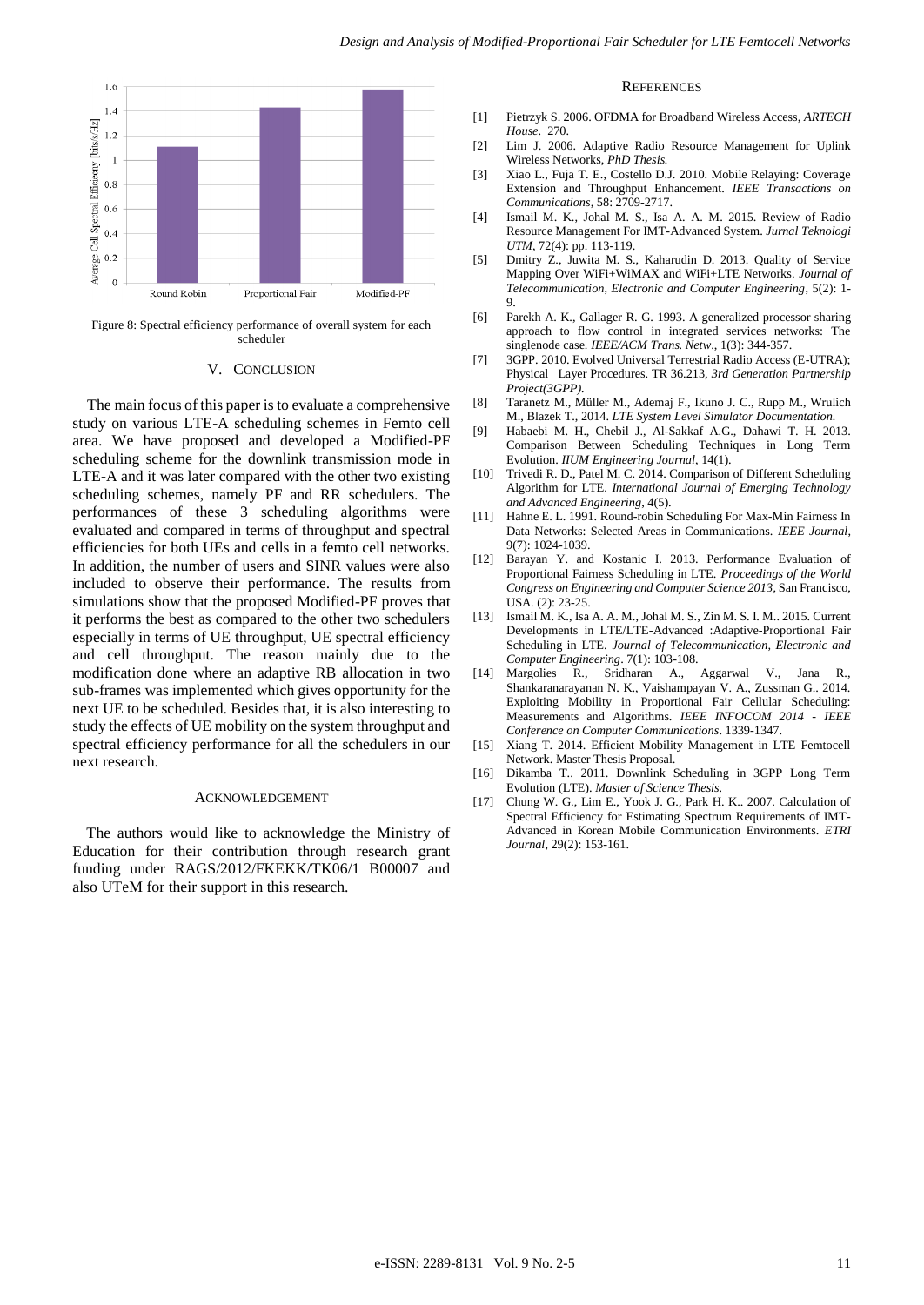1.6
1.4
1.2
1
0.8
0.6
0.4
0.2
0
Average Cell Spectral Efficiency [bits/s/Hz]
Round Robin
Proportional Fair
Modified-PF

Figure 8: Spectral efficiency performance of overall system for each scheduler

## V. CONCLUSION

The main focus of this paper is to evaluate a comprehensive study on various LTE-A scheduling schemes in Femto cell area. We have proposed and developed a Modified-PF scheduling scheme for the downlink transmission mode in LTE-A and it was later compared with the other two existing scheduling schemes, namely PF and RR schedulers. The performances of these 3 scheduling algorithms were evaluated and compared in terms of throughput and spectral efficiencies for both UEs and cells in a femto cell networks. In addition, the number of users and SINR values were also included to observe their performance. The results from simulations show that the proposed Modified-PF proves that it performs the best as compared to the other two schedulers especially in terms of UE throughput, UE spectral efficiency and cell throughput. The reason mainly due to the modification done where an adaptive RB allocation in two sub-frames was implemented which gives opportunity for the next UE to be scheduled. Besides that, it is also interesting to study the effects of UE mobility on the system throughput and spectral efficiency performance for all the schedulers in our next research.

## ACKNOWLEDGEMENT

The authors would like to acknowledge the Ministry of Education for their contribution through research grant funding under RAGS/2012/FKEKK/TK06/1 B00007 and also UTeM for their support in this research.

## REFERENCES

[1] Pietrzyk S. 2006. OFDMA for Broadband Wireless Access, *ARTECH House*. 270.

[2] Lim J. 2006. Adaptive Radio Resource Management for Uplink Wireless Networks, *PhD Thesis.*

[3] Xiao L., Fuja T. E., Costello D.J. 2010. Mobile Relaying: Coverage Extension and Throughput Enhancement. *IEEE Transactions on Communications*, 58: 2709-2717.

[4] Ismail M. K., Johal M. S., Isa A. A. M. 2015. Review of Radio Resource Management For IMT-Advanced System. *Jurnal Teknologi UTM*, 72(4): pp. 113-119.

[5] Dmitry Z., Juwita M. S., Kaharudin D. 2013. Quality of Service Mapping Over WiFi+WiMAX and WiFi+LTE Networks. *Journal of Telecommunication, Electronic and Computer Engineering*, 5(2): 1-9.

[6] Parekh A. K., Gallager R. G. 1993. A generalized processor sharing approach to flow control in integrated services networks: The singlenode case. *IEEE/ACM Trans. Netw*., 1(3): 344-357.

[7] 3GPP. 2010. Evolved Universal Terrestrial Radio Access (E-UTRA); Physical Layer Procedures. TR 36.213, *3rd Generation Partnership Project(3GPP).*

[8] Taranetz M., Müller M., Ademaj F., Ikuno J. C., Rupp M., Wrulich M., Blazek T., 2014. *LTE System Level Simulator Documentation.*

[9] Habaebi M. H., Chebil J., Al-Sakkaf A.G., Dahawi T. H. 2013. Comparison Between Scheduling Techniques in Long Term Evolution. *IIUM Engineering Journal*, 14(1).

[10] Trivedi R. D., Patel M. C. 2014. Comparison of Different Scheduling Algorithm for LTE. *International Journal of Emerging Technology and Advanced Engineering*, 4(5).

[11] Hahne E. L. 1991. Round-robin Scheduling For Max-Min Fairness In Data Networks: Selected Areas in Communications. *IEEE Journal*, 9(7): 1024-1039.

[12] Barayan Y. and Kostanic I. 2013. Performance Evaluation of Proportional Fairness Scheduling in LTE. *Proceedings of the World Congress on Engineering and Computer Science 2013*, San Francisco, USA. (2): 23-25.

[13] Ismail M. K., Isa A. A. M., Johal M. S., Zin M. S. I. M.. 2015. Current Developments in LTE/LTE-Advanced :Adaptive-Proportional Fair Scheduling in LTE. *Journal of Telecommunication, Electronic and Computer Engineering*. 7(1): 103-108.

[14] Margolies R., Sridharan A., Aggarwal V., Jana R., Shankaranarayanan N. K., Vaishampayan V. A., Zussman G.. 2014. Exploiting Mobility in Proportional Fair Cellular Scheduling: Measurements and Algorithms. *IEEE INFOCOM 2014 - IEEE Conference on Computer Communications*. 1339-1347.

[15] Xiang T. 2014. Efficient Mobility Management in LTE Femtocell Network. Master Thesis Proposal.

[16] Dikamba T.. 2011. Downlink Scheduling in 3GPP Long Term Evolution (LTE). *Master of Science Thesis*.

[17] Chung W. G., Lim E., Yook J. G., Park H. K.. 2007. Calculation of Spectral Efficiency for Estimating Spectrum Requirements of IMT-Advanced in Korean Mobile Communication Environments. *ETRI Journal*, 29(2): 153-161.